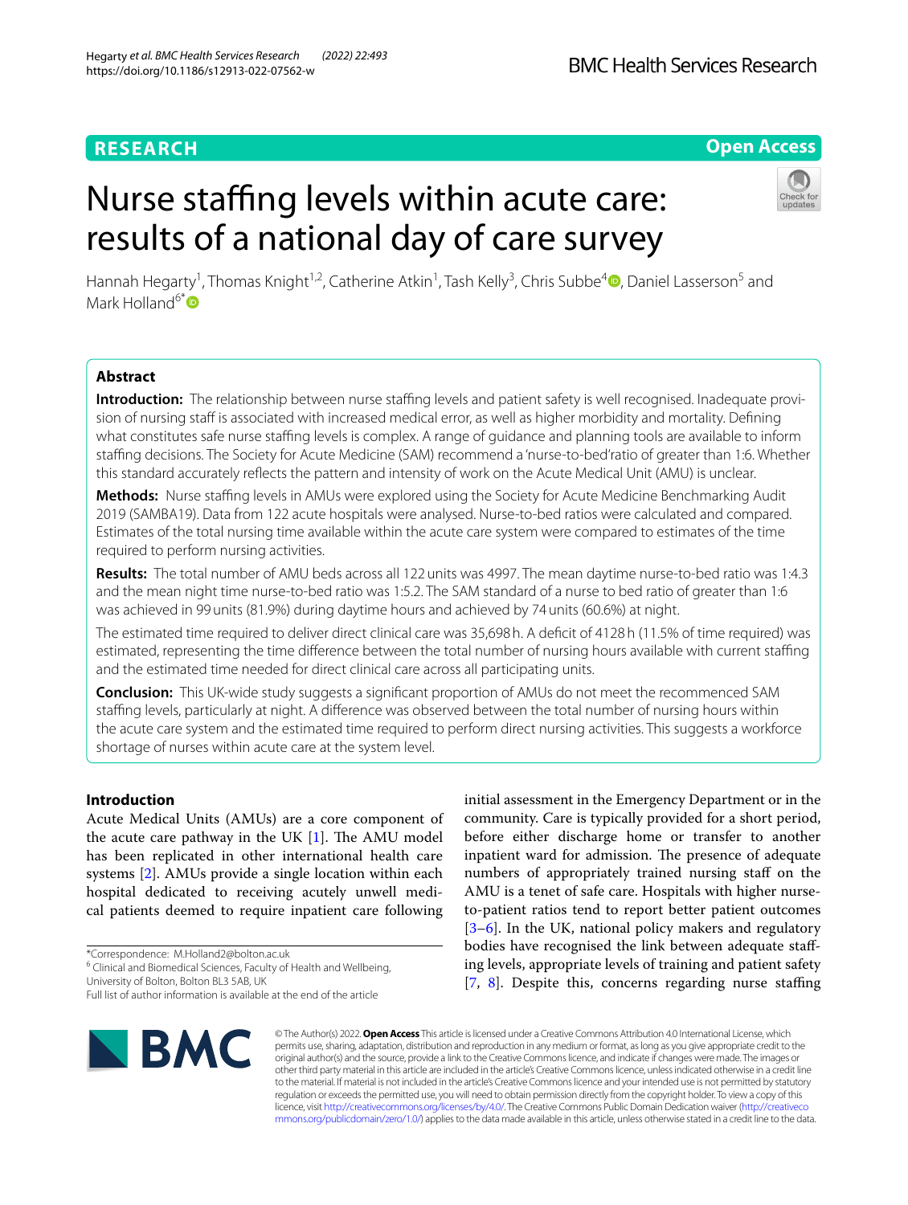RESEARCH

Open Access

# Nurse staffing levels within acute care: results of a national day of care survey

Hannah Hegarty[1], Thomas Knight[1,2], Catherine Atkin[1], Tash Kelly[3], Chris Subbe[4], Daniel Lasserson[5] and Mark Holland[6*]

## Abstract

**Introduction:** The relationship between nurse staffing levels and patient safety is well recognised. Inadequate provision of nursing staff is associated with increased medical error, as well as higher morbidity and mortality. Defining what constitutes safe nurse staffing levels is complex. A range of guidance and planning tools are available to inform staffing decisions. The Society for Acute Medicine (SAM) recommend a 'nurse-to-bed' ratio of greater than 1:6. Whether this standard accurately reflects the pattern and intensity of work on the Acute Medical Unit (AMU) is unclear.

**Methods:** Nurse staffing levels in AMUs were explored using the Society for Acute Medicine Benchmarking Audit 2019 (SAMBA19). Data from 122 acute hospitals were analysed. Nurse-to-bed ratios were calculated and compared. Estimates of the total nursing time available within the acute care system were compared to estimates of the time required to perform nursing activities.

**Results:** The total number of AMU beds across all 122 units was 4997. The mean daytime nurse-to-bed ratio was 1:4.3 and the mean night time nurse-to-bed ratio was 1:5.2. The SAM standard of a nurse to bed ratio of greater than 1:6 was achieved in 99 units (81.9%) during daytime hours and achieved by 74 units (60.6%) at night.

The estimated time required to deliver direct clinical care was 35,698 h. A deficit of 4128 h (11.5% of time required) was estimated, representing the time difference between the total number of nursing hours available with current staffing and the estimated time needed for direct clinical care across all participating units.

**Conclusion:** This UK-wide study suggests a significant proportion of AMUs do not meet the recommenced SAM staffing levels, particularly at night. A difference was observed between the total number of nursing hours within the acute care system and the estimated time required to perform direct nursing activities. This suggests a workforce shortage of nurses within acute care at the system level.

## Introduction

Acute Medical Units (AMUs) are a core component of the acute care pathway in the UK [1]. The AMU model has been replicated in other international health care systems [2]. AMUs provide a single location within each hospital dedicated to receiving acutely unwell medical patients deemed to require inpatient care following initial assessment in the Emergency Department or in the community. Care is typically provided for a short period, before either discharge home or transfer to another inpatient ward for admission. The presence of adequate numbers of appropriately trained nursing staff on the AMU is a tenet of safe care. Hospitals with higher nurse-to-patient ratios tend to report better patient outcomes [3–6]. In the UK, national policy makers and regulatory bodies have recognised the link between adequate staffing levels, appropriate levels of training and patient safety [7, 8]. Despite this, concerns regarding nurse staffing

*Correspondence: M.Holland2@bolton.ac.uk

[6] Clinical and Biomedical Sciences, Faculty of Health and Wellbeing, University of Bolton, Bolton BL3 5AB, UK

Full list of author information is available at the end of the article

© The Author(s) 2022. **Open Access** This article is licensed under a Creative Commons Attribution 4.0 International License, which permits use, sharing, adaptation, distribution and reproduction in any medium or format, as long as you give appropriate credit to the original author(s) and the source, provide a link to the Creative Commons licence, and indicate if changes were made. The images or other third party material in this article are included in the article's Creative Commons licence, unless indicated otherwise in a credit line to the material. If material is not included in the article's Creative Commons licence and your intended use is not permitted by statutory regulation or exceeds the permitted use, you will need to obtain permission directly from the copyright holder. To view a copy of this licence, visit http://creativecommons.org/licenses/by/4.0/. The Creative Commons Public Domain Dedication waiver (http://creativecommons.org/publicdomain/zero/1.0/) applies to the data made available in this article, unless otherwise stated in a credit line to the data.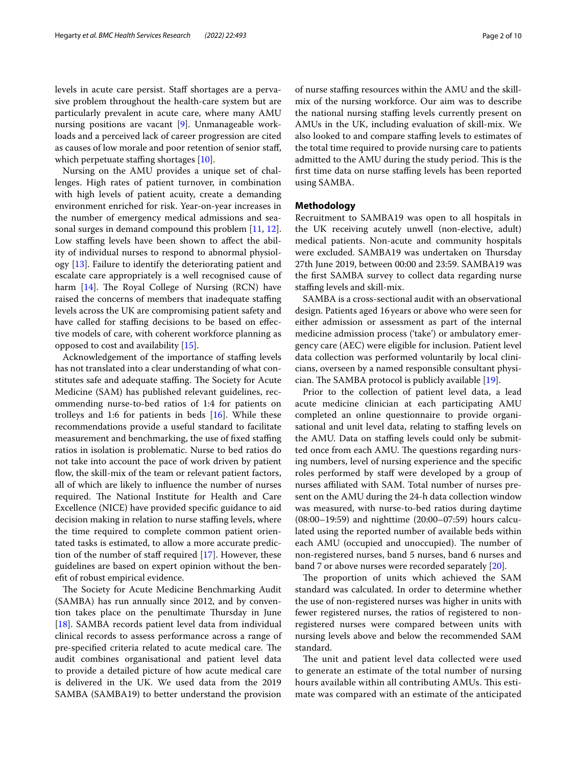levels in acute care persist. Staff shortages are a pervasive problem throughout the health-care system but are particularly prevalent in acute care, where many AMU nursing positions are vacant [9]. Unmanageable workloads and a perceived lack of career progression are cited as causes of low morale and poor retention of senior staff, which perpetuate staffing shortages [10].

Nursing on the AMU provides a unique set of challenges. High rates of patient turnover, in combination with high levels of patient acuity, create a demanding environment enriched for risk. Year-on-year increases in the number of emergency medical admissions and seasonal surges in demand compound this problem [11, 12]. Low staffing levels have been shown to affect the ability of individual nurses to respond to abnormal physiology [13]. Failure to identify the deteriorating patient and escalate care appropriately is a well recognised cause of harm [14]. The Royal College of Nursing (RCN) have raised the concerns of members that inadequate staffing levels across the UK are compromising patient safety and have called for staffing decisions to be based on effective models of care, with coherent workforce planning as opposed to cost and availability [15].

Acknowledgement of the importance of staffing levels has not translated into a clear understanding of what constitutes safe and adequate staffing. The Society for Acute Medicine (SAM) has published relevant guidelines, recommending nurse-to-bed ratios of 1:4 for patients on trolleys and 1:6 for patients in beds [16]. While these recommendations provide a useful standard to facilitate measurement and benchmarking, the use of fixed staffing ratios in isolation is problematic. Nurse to bed ratios do not take into account the pace of work driven by patient flow, the skill-mix of the team or relevant patient factors, all of which are likely to influence the number of nurses required. The National Institute for Health and Care Excellence (NICE) have provided specific guidance to aid decision making in relation to nurse staffing levels, where the time required to complete common patient orientated tasks is estimated, to allow a more accurate prediction of the number of staff required [17]. However, these guidelines are based on expert opinion without the benefit of robust empirical evidence.

The Society for Acute Medicine Benchmarking Audit (SAMBA) has run annually since 2012, and by convention takes place on the penultimate Thursday in June [18]. SAMBA records patient level data from individual clinical records to assess performance across a range of pre-specified criteria related to acute medical care. The audit combines organisational and patient level data to provide a detailed picture of how acute medical care is delivered in the UK. We used data from the 2019 SAMBA (SAMBA19) to better understand the provision of nurse staffing resources within the AMU and the skill-mix of the nursing workforce. Our aim was to describe the national nursing staffing levels currently present on AMUs in the UK, including evaluation of skill-mix. We also looked to and compare staffing levels to estimates of the total time required to provide nursing care to patients admitted to the AMU during the study period. This is the first time data on nurse staffing levels has been reported using SAMBA.

## Methodology

Recruitment to SAMBA19 was open to all hospitals in the UK receiving acutely unwell (non-elective, adult) medical patients. Non-acute and community hospitals were excluded. SAMBA19 was undertaken on Thursday 27th June 2019, between 00:00 and 23:59. SAMBA19 was the first SAMBA survey to collect data regarding nurse staffing levels and skill-mix.

SAMBA is a cross-sectional audit with an observational design. Patients aged 16 years or above who were seen for either admission or assessment as part of the internal medicine admission process ('take') or ambulatory emergency care (AEC) were eligible for inclusion. Patient level data collection was performed voluntarily by local clinicians, overseen by a named responsible consultant physician. The SAMBA protocol is publicly available [19].

Prior to the collection of patient level data, a lead acute medicine clinician at each participating AMU completed an online questionnaire to provide organisational and unit level data, relating to staffing levels on the AMU. Data on staffing levels could only be submitted once from each AMU. The questions regarding nursing numbers, level of nursing experience and the specific roles performed by staff were developed by a group of nurses affiliated with SAM. Total number of nurses present on the AMU during the 24-h data collection window was measured, with nurse-to-bed ratios during daytime (08:00–19:59) and nighttime (20:00–07:59) hours calculated using the reported number of available beds within each AMU (occupied and unoccupied). The number of non-registered nurses, band 5 nurses, band 6 nurses and band 7 or above nurses were recorded separately [20].

The proportion of units which achieved the SAM standard was calculated. In order to determine whether the use of non-registered nurses was higher in units with fewer registered nurses, the ratios of registered to non-registered nurses were compared between units with nursing levels above and below the recommended SAM standard.

The unit and patient level data collected were used to generate an estimate of the total number of nursing hours available within all contributing AMUs. This estimate was compared with an estimate of the anticipated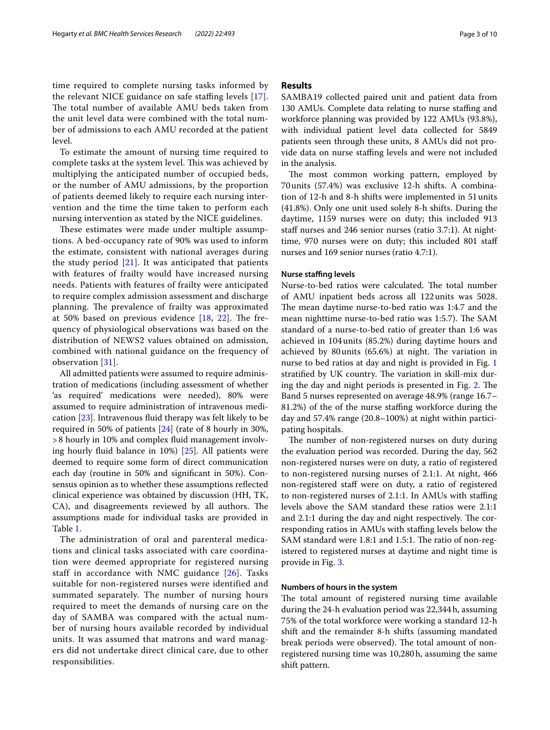time required to complete nursing tasks informed by the relevant NICE guidance on safe staffing levels [17]. The total number of available AMU beds taken from the unit level data were combined with the total number of admissions to each AMU recorded at the patient level.

To estimate the amount of nursing time required to complete tasks at the system level. This was achieved by multiplying the anticipated number of occupied beds, or the number of AMU admissions, by the proportion of patients deemed likely to require each nursing intervention and the time the time taken to perform each nursing intervention as stated by the NICE guidelines.

These estimates were made under multiple assumptions. A bed-occupancy rate of 90% was used to inform the estimate, consistent with national averages during the study period [21]. It was anticipated that patients with features of frailty would have increased nursing needs. Patients with features of frailty were anticipated to require complex admission assessment and discharge planning. The prevalence of frailty was approximated at 50% based on previous evidence [18, 22]. The frequency of physiological observations was based on the distribution of NEWS2 values obtained on admission, combined with national guidance on the frequency of observation [31].

All admitted patients were assumed to require administration of medications (including assessment of whether 'as required' medications were needed), 80% were assumed to require administration of intravenous medication [23]. Intravenous fluid therapy was felt likely to be required in 50% of patients [24] (rate of 8 hourly in 30%, >8 hourly in 10% and complex fluid management involving hourly fluid balance in 10%) [25]. All patients were deemed to require some form of direct communication each day (routine in 50% and significant in 50%). Consensus opinion as to whether these assumptions reflected clinical experience was obtained by discussion (HH, TK, CA), and disagreements reviewed by all authors. The assumptions made for individual tasks are provided in Table 1.

The administration of oral and parenteral medications and clinical tasks associated with care coordination were deemed appropriate for registered nursing staff in accordance with NMC guidance [26]. Tasks suitable for non-registered nurses were identified and summated separately. The number of nursing hours required to meet the demands of nursing care on the day of SAMBA was compared with the actual number of nursing hours available recorded by individual units. It was assumed that matrons and ward managers did not undertake direct clinical care, due to other responsibilities.

## Results

SAMBA19 collected paired unit and patient data from 130 AMUs. Complete data relating to nurse staffing and workforce planning was provided by 122 AMUs (93.8%), with individual patient level data collected for 5849 patients seen through these units, 8 AMUs did not provide data on nurse staffing levels and were not included in the analysis.

The most common working pattern, employed by 70 units (57.4%) was exclusive 12-h shifts. A combination of 12-h and 8-h shifts were implemented in 51 units (41.8%). Only one unit used solely 8-h shifts. During the daytime, 1159 nurses were on duty; this included 913 staff nurses and 246 senior nurses (ratio 3.7:1). At nighttime, 970 nurses were on duty; this included 801 staff nurses and 169 senior nurses (ratio 4.7:1).

### Nurse staffing levels

Nurse-to-bed ratios were calculated. The total number of AMU inpatient beds across all 122 units was 5028. The mean daytime nurse-to-bed ratio was 1:4.7 and the mean nighttime nurse-to-bed ratio was 1:5.7). The SAM standard of a nurse-to-bed ratio of greater than 1:6 was achieved in 104 units (85.2%) during daytime hours and achieved by 80 units (65.6%) at night. The variation in nurse to bed ratios at day and night is provided in Fig. 1 stratified by UK country. The variation in skill-mix during the day and night periods is presented in Fig. 2. The Band 5 nurses represented on average 48.9% (range 16.7–81.2%) of the of the nurse staffing workforce during the day and 57.4% range (20.8–100%) at night within participating hospitals.

The number of non-registered nurses on duty during the evaluation period was recorded. During the day, 562 non-registered nurses were on duty, a ratio of registered to non-registered nursing nurses of 2.1:1. At night, 466 non-registered staff were on duty, a ratio of registered to non-registered nurses of 2.1:1. In AMUs with staffing levels above the SAM standard these ratios were 2.1:1 and 2.1:1 during the day and night respectively. The corresponding ratios in AMUs with staffing levels below the SAM standard were 1.8:1 and 1.5:1. The ratio of non-registered to registered nurses at daytime and night time is provide in Fig. 3.

### Numbers of hours in the system

The total amount of registered nursing time available during the 24-h evaluation period was 22,344 h, assuming 75% of the total workforce were working a standard 12-h shift and the remainder 8-h shifts (assuming mandated break periods were observed). The total amount of non-registered nursing time was 10,280 h, assuming the same shift pattern.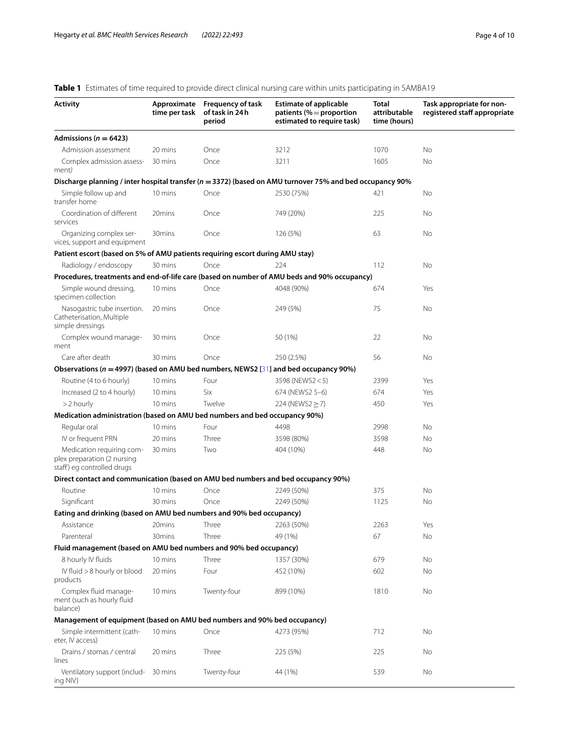**Table 1** Estimates of time required to provide direct clinical nursing care within units participating in SAMBA19

| Activity | Approximate time per task | Frequency of task of task in 24 h period | Estimate of applicable patients (% = proportion estimated to require task) | Total attributable time (hours) | Task appropriate for non-registered staff appropriate |
|---|---|---|---|---|---|
| **Admissions (*n* = 6423)** | | | | | |
| Admission assessment | 20 mins | Once | 3212 | 1070 | No |
| Complex admission assessment*)* | 30 mins | Once | 3211 | 1605 | No |
| **Discharge planning / inter hospital transfer (*n* = 3372) (based on AMU turnover 75% and bed occupancy 90%** | | | | | |
| Simple follow up and transfer home | 10 mins | Once | 2530 (75%) | 421 | No |
| Coordination of different services | 20mins | Once | 749 (20%) | 225 | No |
| Organizing complex services, support and equipment | 30mins | Once | 126 (5%) | 63 | No |
| **Patient escort (based on 5% of AMU patients requiring escort during AMU stay)** | | | | | |
| Radiology / endoscopy | 30 mins | Once | 224 | 112 | No |
| **Procedures, treatments and end-of-life care (based on number of AMU beds and 90% occupancy)** | | | | | |
| Simple wound dressing, specimen collection | 10 mins | Once | 4048 (90%) | 674 | Yes |
| Nasogastric tube insertion. Catheterisation, Multiple simple dressings | 20 mins | Once | 249 (5%) | 75 | No |
| Complex wound management | 30 mins | Once | 50 (1%) | 22 | No |
| Care after death | 30 mins | Once | 250 (2.5%) | 56 | No |
| **Observations (*n* = 4997) (based on AMU bed numbers, NEWS2 [31] and bed occupancy 90%)** | | | | | |
| Routine (4 to 6 hourly) | 10 mins | Four | 3598 (NEWS2 < 5) | 2399 | Yes |
| Increased (2 to 4 hourly) | 10 mins | Six | 674 (NEWS2 5–6) | 674 | Yes |
| > 2 hourly | 10 mins | Twelve | 224 (NEWS2 ≥ 7) | 450 | Yes |
| **Medication administration (based on AMU bed numbers and bed occupancy 90%)** | | | | | |
| Regular oral | 10 mins | Four | 4498 | 2998 | No |
| IV or frequent PRN | 20 mins | Three | 3598 (80%) | 3598 | No |
| Medication requiring complex preparation (2 nursing staff) eg controlled drugs | 30 mins | Two | 404 (10%) | 448 | No |
| **Direct contact and communication (based on AMU bed numbers and bed occupancy 90%)** | | | | | |
| Routine | 10 mins | Once | 2249 (50%) | 375 | No |
| Significant | 30 mins | Once | 2249 (50%) | 1125 | No |
| **Eating and drinking (based on AMU bed numbers and 90% bed occupancy)** | | | | | |
| Assistance | 20mins | Three | 2263 (50%) | 2263 | Yes |
| Parenteral | 30mins | Three | 49 (1%) | 67 | No |
| **Fluid management (based on AMU bed numbers and 90% bed occupancy)** | | | | | |
| 8 hourly IV fluids | 10 mins | Three | 1357 (30%) | 679 | No |
| IV fluid > 8 hourly or blood products | 20 mins | Four | 452 (10%) | 602 | No |
| Complex fluid management (such as hourly fluid balance) | 10 mins | Twenty-four | 899 (10%) | 1810 | No |
| **Management of equipment (based on AMU bed numbers and 90% bed occupancy)** | | | | | |
| Simple intermittent (catheter, IV access) | 10 mins | Once | 4273 (95%) | 712 | No |
| Drains / stomas / central lines | 20 mins | Three | 225 (5%) | 225 | No |
| Ventilatory support (including NIV) | 30 mins | Twenty-four | 44 (1%) | 539 | No |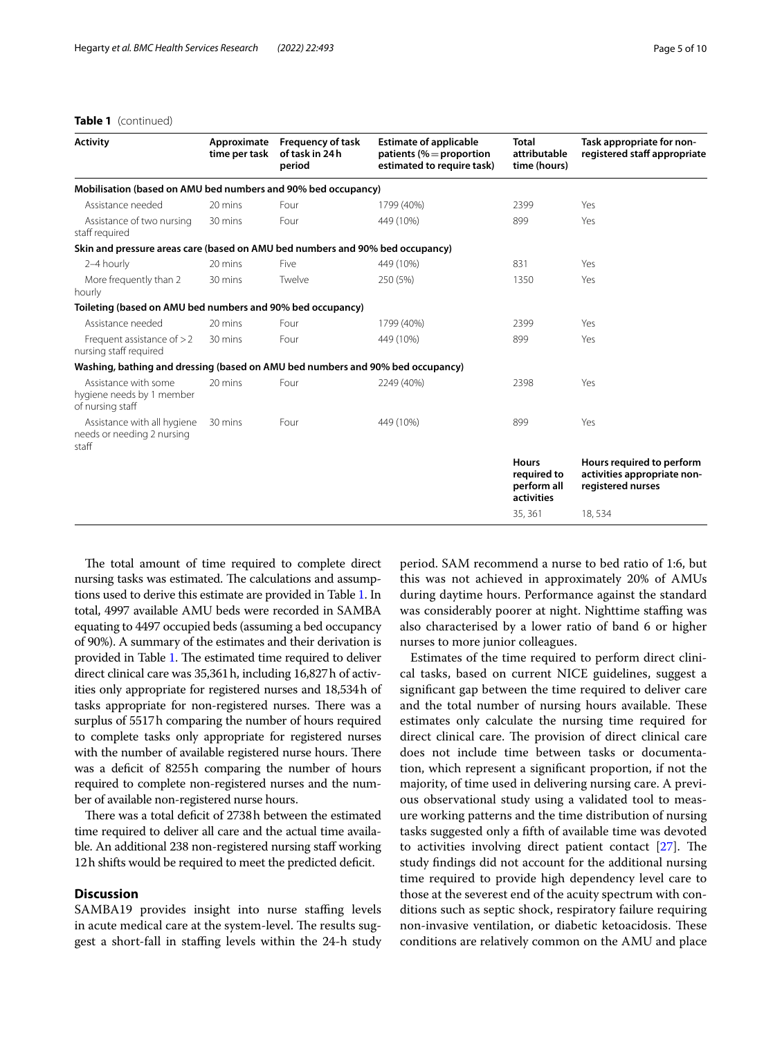**Table 1** (continued)

| Activity | Approximate time per task | Frequency of task of task in 24 h period | Estimate of applicable patients (% = proportion estimated to require task) | Total attributable time (hours) | Task appropriate for non-registered staff appropriate |
|---|---|---|---|---|---|
| **Mobilisation (based on AMU bed numbers and 90% bed occupancy)** | | | | | |
| Assistance needed | 20 mins | Four | 1799 (40%) | 2399 | Yes |
| Assistance of two nursing staff required | 30 mins | Four | 449 (10%) | 899 | Yes |
| **Skin and pressure areas care (based on AMU bed numbers and 90% bed occupancy)** | | | | | |
| 2–4 hourly | 20 mins | Five | 449 (10%) | 831 | Yes |
| More frequently than 2 hourly | 30 mins | Twelve | 250 (5%) | 1350 | Yes |
| **Toileting (based on AMU bed numbers and 90% bed occupancy)** | | | | | |
| Assistance needed | 20 mins | Four | 1799 (40%) | 2399 | Yes |
| Frequent assistance of > 2 nursing staff required | 30 mins | Four | 449 (10%) | 899 | Yes |
| **Washing, bathing and dressing (based on AMU bed numbers and 90% bed occupancy)** | | | | | |
| Assistance with some hygiene needs by 1 member of nursing staff | 20 mins | Four | 2249 (40%) | 2398 | Yes |
| Assistance with all hygiene needs or needing 2 nursing staff | 30 mins | Four | 449 (10%) | 899 | Yes |
| | | | | **Hours required to perform all activities** | **Hours required to perform activities appropriate non-registered nurses** |
| | | | | 35, 361 | 18, 534 |

The total amount of time required to complete direct nursing tasks was estimated. The calculations and assumptions used to derive this estimate are provided in Table 1. In total, 4997 available AMU beds were recorded in SAMBA equating to 4497 occupied beds (assuming a bed occupancy of 90%). A summary of the estimates and their derivation is provided in Table 1. The estimated time required to deliver direct clinical care was 35,361 h, including 16,827 h of activities only appropriate for registered nurses and 18,534 h of tasks appropriate for non-registered nurses. There was a surplus of 5517 h comparing the number of hours required to complete tasks only appropriate for registered nurses with the number of available registered nurse hours. There was a deficit of 8255 h comparing the number of hours required to complete non-registered nurses and the number of available non-registered nurse hours.

There was a total deficit of 2738 h between the estimated time required to deliver all care and the actual time available. An additional 238 non-registered nursing staff working 12 h shifts would be required to meet the predicted deficit.

## Discussion

SAMBA19 provides insight into nurse staffing levels in acute medical care at the system-level. The results suggest a short-fall in staffing levels within the 24-h study period. SAM recommend a nurse to bed ratio of 1:6, but this was not achieved in approximately 20% of AMUs during daytime hours. Performance against the standard was considerably poorer at night. Nighttime staffing was also characterised by a lower ratio of band 6 or higher nurses to more junior colleagues.

Estimates of the time required to perform direct clinical tasks, based on current NICE guidelines, suggest a significant gap between the time required to deliver care and the total number of nursing hours available. These estimates only calculate the nursing time required for direct clinical care. The provision of direct clinical care does not include time between tasks or documentation, which represent a significant proportion, if not the majority, of time used in delivering nursing care. A previous observational study using a validated tool to measure working patterns and the time distribution of nursing tasks suggested only a fifth of available time was devoted to activities involving direct patient contact [27]. The study findings did not account for the additional nursing time required to provide high dependency level care to those at the severest end of the acuity spectrum with conditions such as septic shock, respiratory failure requiring non-invasive ventilation, or diabetic ketoacidosis. These conditions are relatively common on the AMU and place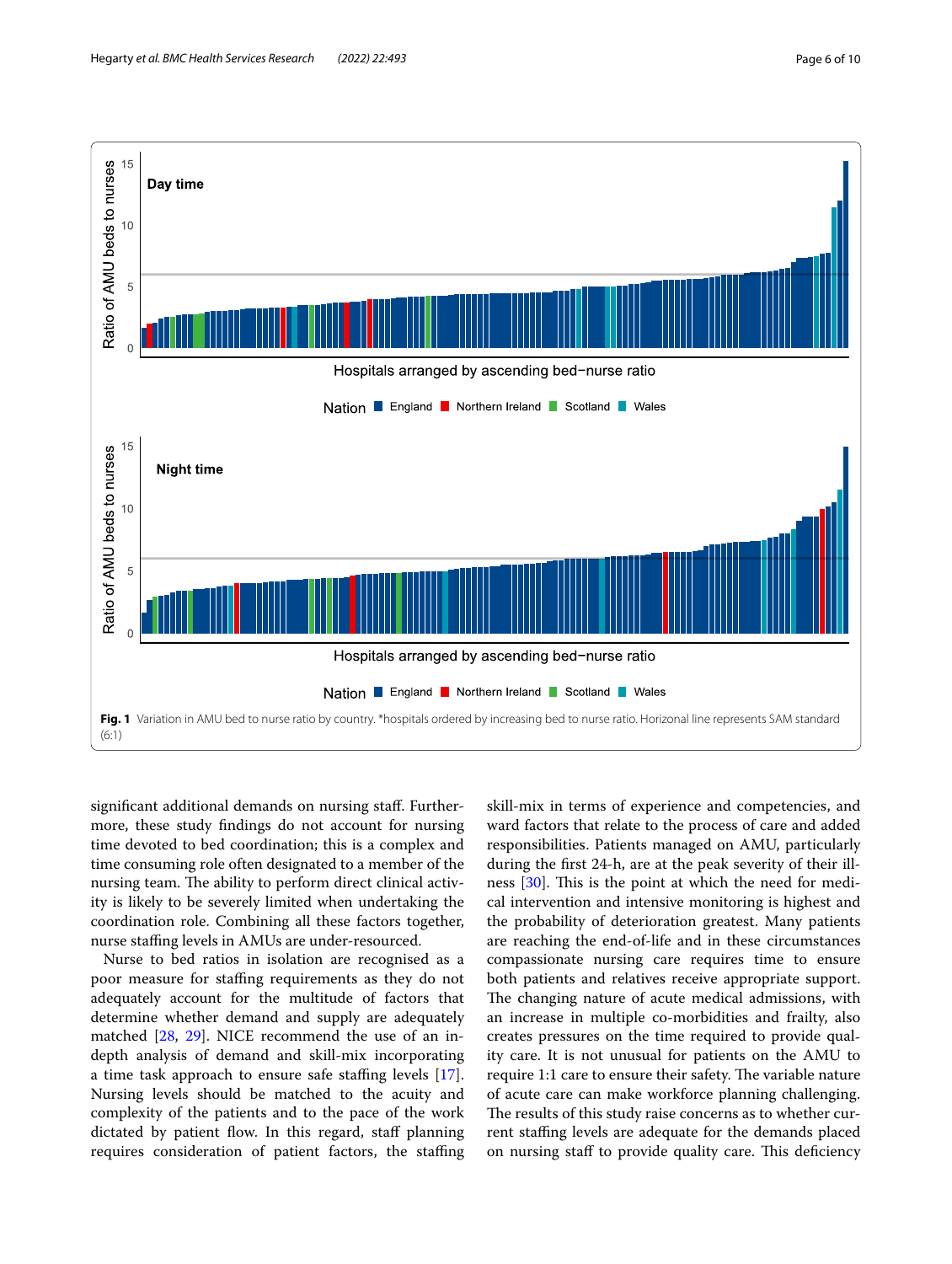Fig. 1 Variation in AMU bed to nurse ratio by country. *hospitals ordered by increasing bed to nurse ratio. Horizonal line represents SAM standard (6:1)

significant additional demands on nursing staff. Furthermore, these study findings do not account for nursing time devoted to bed coordination; this is a complex and time consuming role often designated to a member of the nursing team. The ability to perform direct clinical activity is likely to be severely limited when undertaking the coordination role. Combining all these factors together, nurse staffing levels in AMUs are under-resourced.

Nurse to bed ratios in isolation are recognised as a poor measure for staffing requirements as they do not adequately account for the multitude of factors that determine whether demand and supply are adequately matched [28, 29]. NICE recommend the use of an in-depth analysis of demand and skill-mix incorporating a time task approach to ensure safe staffing levels [17]. Nursing levels should be matched to the acuity and complexity of the patients and to the pace of the work dictated by patient flow. In this regard, staff planning requires consideration of patient factors, the staffing skill-mix in terms of experience and competencies, and ward factors that relate to the process of care and added responsibilities. Patients managed on AMU, particularly during the first 24-h, are at the peak severity of their illness [30]. This is the point at which the need for medical intervention and intensive monitoring is highest and the probability of deterioration greatest. Many patients are reaching the end-of-life and in these circumstances compassionate nursing care requires time to ensure both patients and relatives receive appropriate support. The changing nature of acute medical admissions, with an increase in multiple co-morbidities and frailty, also creates pressures on the time required to provide quality care. It is not unusual for patients on the AMU to require 1:1 care to ensure their safety. The variable nature of acute care can make workforce planning challenging. The results of this study raise concerns as to whether current staffing levels are adequate for the demands placed on nursing staff to provide quality care. This deficiency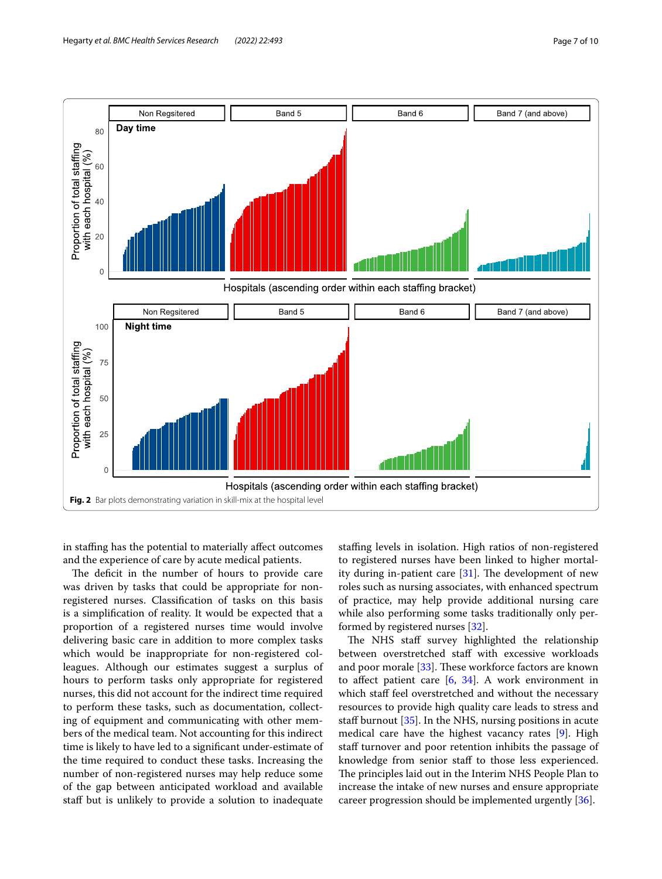**Fig. 2** Bar plots demonstrating variation in skill-mix at the hospital level

in staffing has the potential to materially affect outcomes and the experience of care by acute medical patients.

The deficit in the number of hours to provide care was driven by tasks that could be appropriate for non-registered nurses. Classification of tasks on this basis is a simplification of reality. It would be expected that a proportion of a registered nurses time would involve delivering basic care in addition to more complex tasks which would be inappropriate for non-registered colleagues. Although our estimates suggest a surplus of hours to perform tasks only appropriate for registered nurses, this did not account for the indirect time required to perform these tasks, such as documentation, collecting of equipment and communicating with other members of the medical team. Not accounting for this indirect time is likely to have led to a significant under-estimate of the time required to conduct these tasks. Increasing the number of non-registered nurses may help reduce some of the gap between anticipated workload and available staff but is unlikely to provide a solution to inadequate staffing levels in isolation. High ratios of non-registered to registered nurses have been linked to higher mortality during in-patient care [31]. The development of new roles such as nursing associates, with enhanced spectrum of practice, may help provide additional nursing care while also performing some tasks traditionally only performed by registered nurses [32].

The NHS staff survey highlighted the relationship between overstretched staff with excessive workloads and poor morale [33]. These workforce factors are known to affect patient care [6, 34]. A work environment in which staff feel overstretched and without the necessary resources to provide high quality care leads to stress and staff burnout [35]. In the NHS, nursing positions in acute medical care have the highest vacancy rates [9]. High staff turnover and poor retention inhibits the passage of knowledge from senior staff to those less experienced. The principles laid out in the Interim NHS People Plan to increase the intake of new nurses and ensure appropriate career progression should be implemented urgently [36].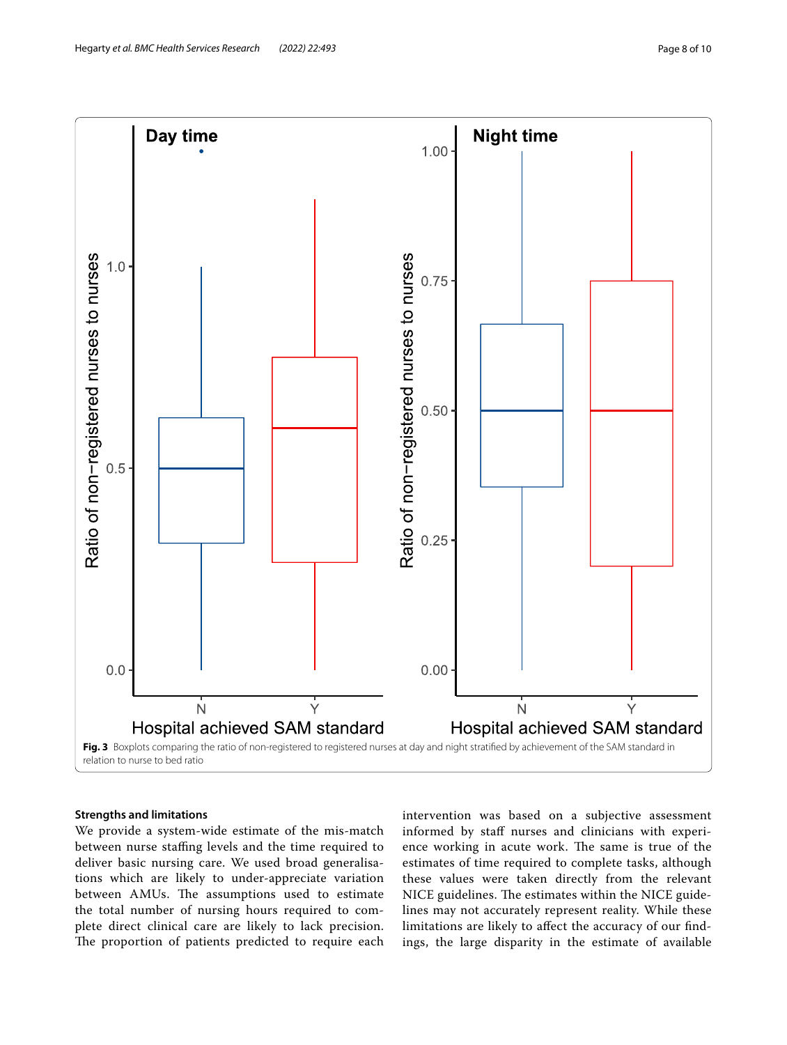Fig. 3 Boxplots comparing the ratio of non-registered to registered nurses at day and night stratified by achievement of the SAM standard in relation to nurse to bed ratio

### Strengths and limitations

We provide a system-wide estimate of the mis-match between nurse staffing levels and the time required to deliver basic nursing care. We used broad generalisations which are likely to under-appreciate variation between AMUs. The assumptions used to estimate the total number of nursing hours required to complete direct clinical care are likely to lack precision. The proportion of patients predicted to require each intervention was based on a subjective assessment informed by staff nurses and clinicians with experience working in acute work. The same is true of the estimates of time required to complete tasks, although these values were taken directly from the relevant NICE guidelines. The estimates within the NICE guidelines may not accurately represent reality. While these limitations are likely to affect the accuracy of our findings, the large disparity in the estimate of available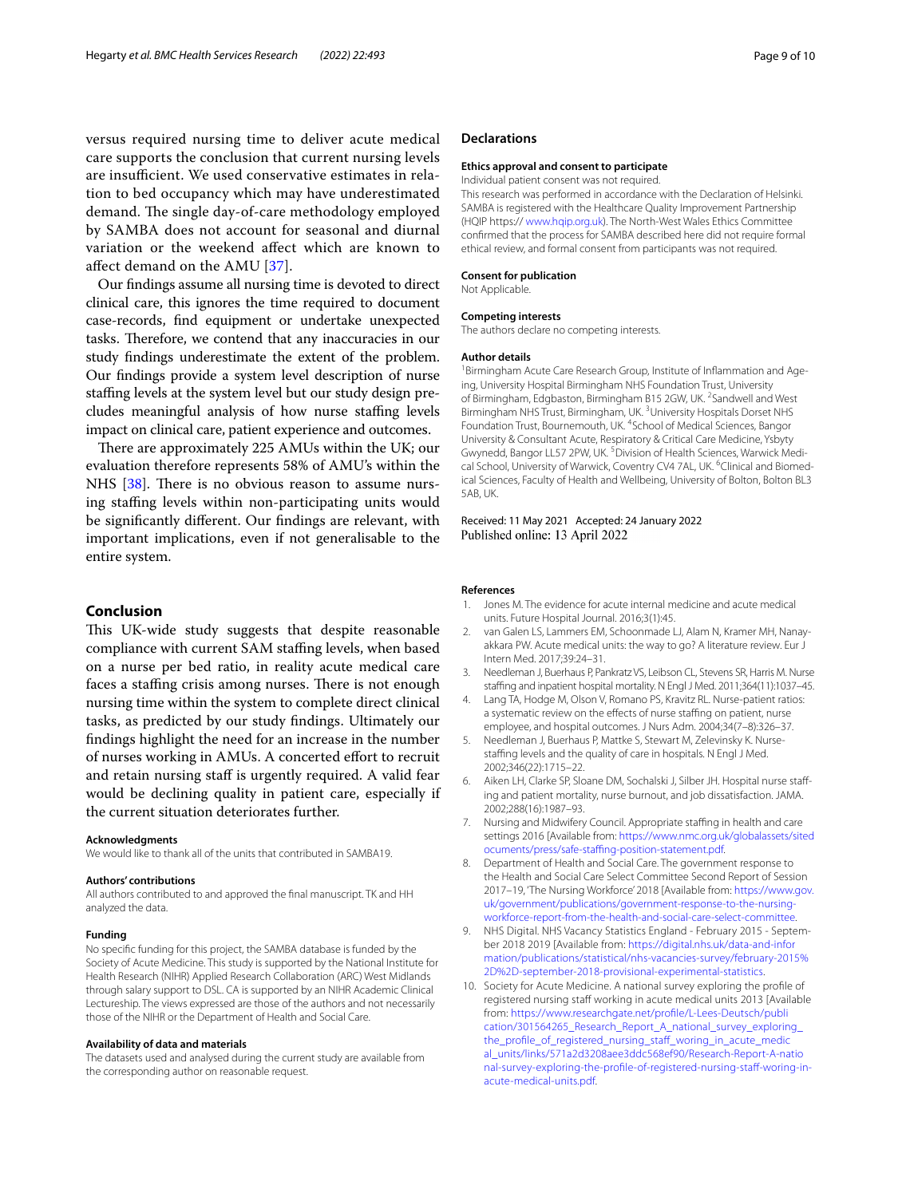versus required nursing time to deliver acute medical care supports the conclusion that current nursing levels are insufficient. We used conservative estimates in relation to bed occupancy which may have underestimated demand. The single day-of-care methodology employed by SAMBA does not account for seasonal and diurnal variation or the weekend affect which are known to affect demand on the AMU [37].

Our findings assume all nursing time is devoted to direct clinical care, this ignores the time required to document case-records, find equipment or undertake unexpected tasks. Therefore, we contend that any inaccuracies in our study findings underestimate the extent of the problem. Our findings provide a system level description of nurse staffing levels at the system level but our study design precludes meaningful analysis of how nurse staffing levels impact on clinical care, patient experience and outcomes.

There are approximately 225 AMUs within the UK; our evaluation therefore represents 58% of AMU's within the NHS [38]. There is no obvious reason to assume nursing staffing levels within non-participating units would be significantly different. Our findings are relevant, with important implications, even if not generalisable to the entire system.

## Conclusion

This UK-wide study suggests that despite reasonable compliance with current SAM staffing levels, when based on a nurse per bed ratio, in reality acute medical care faces a staffing crisis among nurses. There is not enough nursing time within the system to complete direct clinical tasks, as predicted by our study findings. Ultimately our findings highlight the need for an increase in the number of nurses working in AMUs. A concerted effort to recruit and retain nursing staff is urgently required. A valid fear would be declining quality in patient care, especially if the current situation deteriorates further.

#### Acknowledgments

We would like to thank all of the units that contributed in SAMBA19.

#### Authors' contributions

All authors contributed to and approved the final manuscript. TK and HH analyzed the data.

#### Funding

No specific funding for this project, the SAMBA database is funded by the Society of Acute Medicine. This study is supported by the National Institute for Health Research (NIHR) Applied Research Collaboration (ARC) West Midlands through salary support to DSL. CA is supported by an NIHR Academic Clinical Lectureship. The views expressed are those of the authors and not necessarily those of the NIHR or the Department of Health and Social Care.

#### Availability of data and materials

The datasets used and analysed during the current study are available from the corresponding author on reasonable request.

## Declarations

#### Ethics approval and consent to participate

Individual patient consent was not required.

This research was performed in accordance with the Declaration of Helsinki. SAMBA is registered with the Healthcare Quality Improvement Partnership (HQIP https:// www.hqip.org.uk). The North-West Wales Ethics Committee confirmed that the process for SAMBA described here did not require formal ethical review, and formal consent from participants was not required.

#### Consent for publication

Not Applicable.

#### Competing interests

The authors declare no competing interests.

#### Author details

[1]Birmingham Acute Care Research Group, Institute of Inflammation and Ageing, University Hospital Birmingham NHS Foundation Trust, University of Birmingham, Edgbaston, Birmingham B15 2GW, UK. [2]Sandwell and West Birmingham NHS Trust, Birmingham, UK. [3]University Hospitals Dorset NHS Foundation Trust, Bournemouth, UK. [4]School of Medical Sciences, Bangor University & Consultant Acute, Respiratory & Critical Care Medicine, Ysbyty Gwynedd, Bangor LL57 2PW, UK. [5]Division of Health Sciences, Warwick Medical School, University of Warwick, Coventry CV4 7AL, UK. [6]Clinical and Biomedical Sciences, Faculty of Health and Wellbeing, University of Bolton, Bolton BL3 5AB, UK.

Received: 11 May 2021 Accepted: 24 January 2022
Published online: 13 April 2022

## References

1. Jones M. The evidence for acute internal medicine and acute medical units. Future Hospital Journal. 2016;3(1):45.
2. van Galen LS, Lammers EM, Schoonmade LJ, Alam N, Kramer MH, Nanayakkara PW. Acute medical units: the way to go? A literature review. Eur J Intern Med. 2017;39:24–31.
3. Needleman J, Buerhaus P, Pankratz VS, Leibson CL, Stevens SR, Harris M. Nurse staffing and inpatient hospital mortality. N Engl J Med. 2011;364(11):1037–45.
4. Lang TA, Hodge M, Olson V, Romano PS, Kravitz RL. Nurse-patient ratios: a systematic review on the effects of nurse staffing on patient, nurse employee, and hospital outcomes. J Nurs Adm. 2004;34(7–8):326–37.
5. Needleman J, Buerhaus P, Mattke S, Stewart M, Zelevinsky K. Nurse-staffing levels and the quality of care in hospitals. N Engl J Med. 2002;346(22):1715–22.
6. Aiken LH, Clarke SP, Sloane DM, Sochalski J, Silber JH. Hospital nurse staffing and patient mortality, nurse burnout, and job dissatisfaction. JAMA. 2002;288(16):1987–93.
7. Nursing and Midwifery Council. Appropriate staffing in health and care settings 2016 [Available from: https://www.nmc.org.uk/globalassets/sitedocuments/press/safe-staffing-position-statement.pdf.
8. Department of Health and Social Care. The government response to the Health and Social Care Select Committee Second Report of Session 2017–19, 'The Nursing Workforce' 2018 [Available from: https://www.gov.uk/government/publications/government-response-to-the-nursing-workforce-report-from-the-health-and-social-care-select-committee.
9. NHS Digital. NHS Vacancy Statistics England - February 2015 - September 2018 2019 [Available from: https://digital.nhs.uk/data-and-information/publications/statistical/nhs-vacancies-survey/february-2015%2D%2D-september-2018-provisional-experimental-statistics.
10. Society for Acute Medicine. A national survey exploring the profile of registered nursing staff working in acute medical units 2013 [Available from: https://www.researchgate.net/profile/L-Lees-Deutsch/publication/301564265_Research_Report_A_national_survey_exploring_the_profile_of_registered_nursing_staff_woring_in_acute_medical_units/links/571a2d3208aee3ddc568ef90/Research-Report-A-national-survey-exploring-the-profile-of-registered-nursing-staff-woring-in-acute-medical-units.pdf.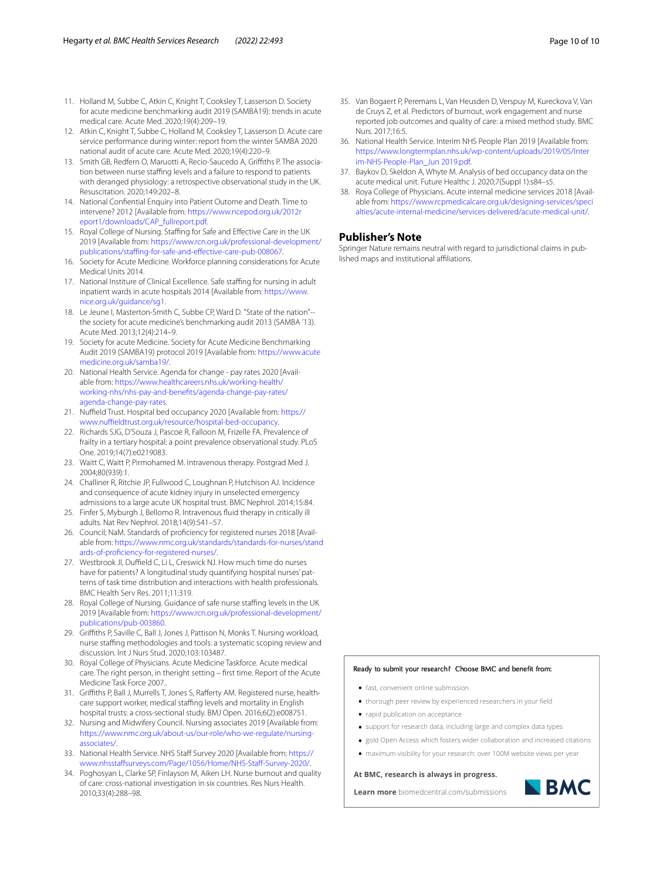11. Holland M, Subbe C, Atkin C, Knight T, Cooksley T, Lasserson D. Society for acute medicine benchmarking audit 2019 (SAMBA19): trends in acute medical care. Acute Med. 2020;19(4):209–19.
12. Atkin C, Knight T, Subbe C, Holland M, Cooksley T, Lasserson D. Acute care service performance during winter: report from the winter SAMBA 2020 national audit of acute care. Acute Med. 2020;19(4):220–9.
13. Smith GB, Redfern O, Maruotti A, Recio-Saucedo A, Griffiths P. The association between nurse staffing levels and a failure to respond to patients with deranged physiology: a retrospective observational study in the UK. Resuscitation. 2020;149:202–8.
14. National Confiential Enquiry into Patient Outome and Death. Time to intervene? 2012 [Available from: https://www.ncepod.org.uk/2012report1/downloads/CAP_fullreport.pdf.
15. Royal College of Nursing. Staffing for Safe and Effective Care in the UK 2019 [Available from: https://www.rcn.org.uk/professional-development/publications/staffing-for-safe-and-effective-care-pub-008067.
16. Society for Acute Medicine. Workforce planning considerations for Acute Medical Units 2014.
17. National Institure of Clinical Excellence. Safe staffing for nursing in adult inpatient wards in acute hospitals 2014 [Available from: https://www.nice.org.uk/guidance/sg1.
18. Le Jeune I, Masterton-Smith C, Subbe CP, Ward D. "State of the nation"--the society for acute medicine's benchmarking audit 2013 (SAMBA '13). Acute Med. 2013;12(4):214–9.
19. Society for acute Medicine. Society for Acute Medicine Benchmarking Audit 2019 (SAMBA19) protocol 2019 [Available from: https://www.acutemedicine.org.uk/samba19/.
20. National Health Service. Agenda for change - pay rates 2020 [Available from: https://www.healthcareers.nhs.uk/working-health/working-nhs/nhs-pay-and-benefits/agenda-change-pay-rates/agenda-change-pay-rates.
21. Nuffield Trust. Hospital bed occupancy 2020 [Available from: https://www.nuffieldtrust.org.uk/resource/hospital-bed-occupancy.
22. Richards SJG, D'Souza J, Pascoe R, Falloon M, Frizelle FA. Prevalence of frailty in a tertiary hospital: a point prevalence observational study. PLoS One. 2019;14(7):e0219083.
23. Waitt C, Waitt P, Pirmohamed M. Intravenous therapy. Postgrad Med J. 2004;80(939):1.
24. Challiner R, Ritchie JP, Fullwood C, Loughnan P, Hutchison AJ. Incidence and consequence of acute kidney injury in unselected emergency admissions to a large acute UK hospital trust. BMC Nephrol. 2014;15:84.
25. Finfer S, Myburgh J, Bellomo R. Intravenous fluid therapy in critically ill adults. Nat Rev Nephrol. 2018;14(9):541–57.
26. Council; NaM. Standards of proficiency for registered nurses 2018 [Available from: https://www.nmc.org.uk/standards/standards-for-nurses/standards-of-proficiency-for-registered-nurses/.
27. Westbrook JI, Duffield C, Li L, Creswick NJ. How much time do nurses have for patients? A longitudinal study quantifying hospital nurses' patterns of task time distribution and interactions with health professionals. BMC Health Serv Res. 2011;11:319.
28. Royal College of Nursing. Guidance of safe nurse staffing levels in the UK 2019 [Available from: https://www.rcn.org.uk/professional-development/publications/pub-003860.
29. Griffiths P, Saville C, Ball J, Jones J, Pattison N, Monks T. Nursing workload, nurse staffing methodologies and tools: a systematic scoping review and discussion. Int J Nurs Stud. 2020;103:103487.
30. Royal College of Physicians. Acute Medicine Taskforce. Acute medical care. The right person, in theright setting – first time. Report of the Acute Medicine Task Force 2007..
31. Griffiths P, Ball J, Murrells T, Jones S, Rafferty AM. Registered nurse, healthcare support worker, medical staffing levels and mortality in English hospital trusts: a cross-sectional study. BMJ Open. 2016;6(2):e008751.
32. Nursing and Midwifery Council. Nursing associates 2019 [Available from: https://www.nmc.org.uk/about-us/our-role/who-we-regulate/nursing-associates/.
33. National Health Service. NHS Staff Survey 2020 [Available from: https://www.nhsstaffsurveys.com/Page/1056/Home/NHS-Staff-Survey-2020/.
34. Poghosyan L, Clarke SP, Finlayson M, Aiken LH. Nurse burnout and quality of care: cross-national investigation in six countries. Res Nurs Health. 2010;33(4):288–98.
35. Van Bogaert P, Peremans L, Van Heusden D, Verspuy M, Kureckova V, Van de Cruys Z, et al. Predictors of burnout, work engagement and nurse reported job outcomes and quality of care: a mixed method study. BMC Nurs. 2017;16:5.
36. National Health Service. Interim NHS People Plan 2019 [Available from: https://www.longtermplan.nhs.uk/wp-content/uploads/2019/05/Interim-NHS-People-Plan_Jun 2019.pdf.
37. Baykov D, Skeldon A, Whyte M. Analysis of bed occupancy data on the acute medical unit. Future Healthc J. 2020;7(Suppl 1):s84–s5.
38. Roya College of Physicians. Acute internal medicine services 2018 [Available from: https://www.rcpmedicalcare.org.uk/designing-services/specialties/acute-internal-medicine/services-delivered/acute-medical-unit/.

## Publisher's Note

Springer Nature remains neutral with regard to jurisdictional claims in published maps and institutional affiliations.

Ready to submit your research? Choose BMC and benefit from:

- fast, convenient online submission
- thorough peer review by experienced researchers in your field
- rapid publication on acceptance
- support for research data, including large and complex data types
- gold Open Access which fosters wider collaboration and increased citations
- maximum visibility for your research: over 100M website views per year

**At BMC, research is always in progress.**

**Learn more** biomedcentral.com/submissions